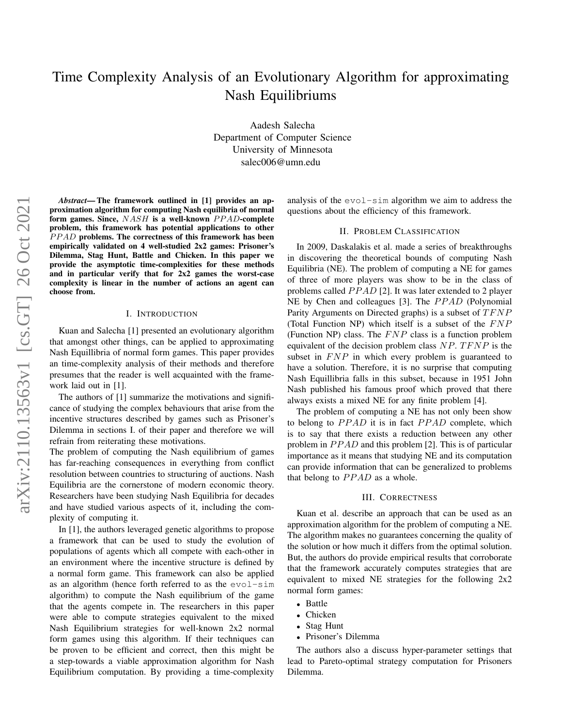# Time Complexity Analysis of an Evolutionary Algorithm for approximating Nash Equilibriums

Aadesh Salecha
Department of Computer Science
University of Minnesota
salec006@umn.edu

***Abstract*— The framework outlined in [1] provides an approximation algorithm for computing Nash equilibria of normal form games. Since, $NASH$ is a well-known $PPAD$-complete problem, this framework has potential applications to other $PPAD$ problems. The correctness of this framework has been empirically validated on 4 well-studied 2x2 games: Prisoner's Dilemma, Stag Hunt, Battle and Chicken. In this paper we provide the asymptotic time-complexities for these methods and in particular verify that for 2x2 games the worst-case complexity is linear in the number of actions an agent can choose from.**

## I. Introduction

Kuan and Salecha [1] presented an evolutionary algorithm that amongst other things, can be applied to approximating Nash Equillibria of normal form games. This paper provides an time-complexity analysis of their methods and therefore presumes that the reader is well acquainted with the framework laid out in [1].

The authors of [1] summarize the motivations and significance of studying the complex behaviours that arise from the incentive structures described by games such as Prisoner's Dilemma in sections I. of their paper and therefore we will refrain from reiterating these motivations.
The problem of computing the Nash equilibrium of games has far-reaching consequences in everything from conflict resolution between countries to structuring of auctions. Nash Equilibria are the cornerstone of modern economic theory. Researchers have been studying Nash Equilibria for decades and have studied various aspects of it, including the complexity of computing it.

In [1], the authors leveraged genetic algorithms to propose a framework that can be used to study the evolution of populations of agents which all compete with each-other in an environment where the incentive structure is defined by a normal form game. This framework can also be applied as an algorithm (hence forth referred to as the `evol-sim` algorithm) to compute the Nash equilibrium of the game that the agents compete in. The researchers in this paper were able to compute strategies equivalent to the mixed Nash Equilibrium strategies for well-known 2x2 normal form games using this algorithm. If their techniques can be proven to be efficient and correct, then this might be a step-towards a viable approximation algorithm for Nash Equilibrium computation. By providing a time-complexity analysis of the `evol-sim` algorithm we aim to address the questions about the efficiency of this framework.

## II. Problem Classification

In 2009, Daskalakis et al. made a series of breakthroughs in discovering the theoretical bounds of computing Nash Equilibria (NE). The problem of computing a NE for games of three of more players was show to be in the class of problems called $PPAD$ [2]. It was later extended to 2 player NE by Chen and colleagues [3]. The $PPAD$ (Polynomial Parity Arguments on Directed graphs) is a subset of $TFNP$ (Total Function NP) which itself is a subset of the $FNP$ (Function NP) class. The $FNP$ class is a function problem equivalent of the decision problem class $NP$. $TFNP$ is the subset in $FNP$ in which every problem is guaranteed to have a solution. Therefore, it is no surprise that computing Nash Equillibria falls in this subset, because in 1951 John Nash published his famous proof which proved that there always exists a mixed NE for any finite problem [4].

The problem of computing a NE has not only been show to belong to $PPAD$ it is in fact $PPAD$ complete, which is to say that there exists a reduction between any other problem in $PPAD$ and this problem [2]. This is of particular importance as it means that studying NE and its computation can provide information that can be generalized to problems that belong to $PPAD$ as a whole.

## III. Correctness

Kuan et al. describe an approach that can be used as an approximation algorithm for the problem of computing a NE. The algorithm makes no guarantees concerning the quality of the solution or how much it differs from the optimal solution. But, the authors do provide empirical results that corroborate that the framework accurately computes strategies that are equivalent to mixed NE strategies for the following 2x2 normal form games:

- Battle
- Chicken
- Stag Hunt
- Prisoner's Dilemma

The authors also a discuss hyper-parameter settings that lead to Pareto-optimal strategy computation for Prisoners Dilemma.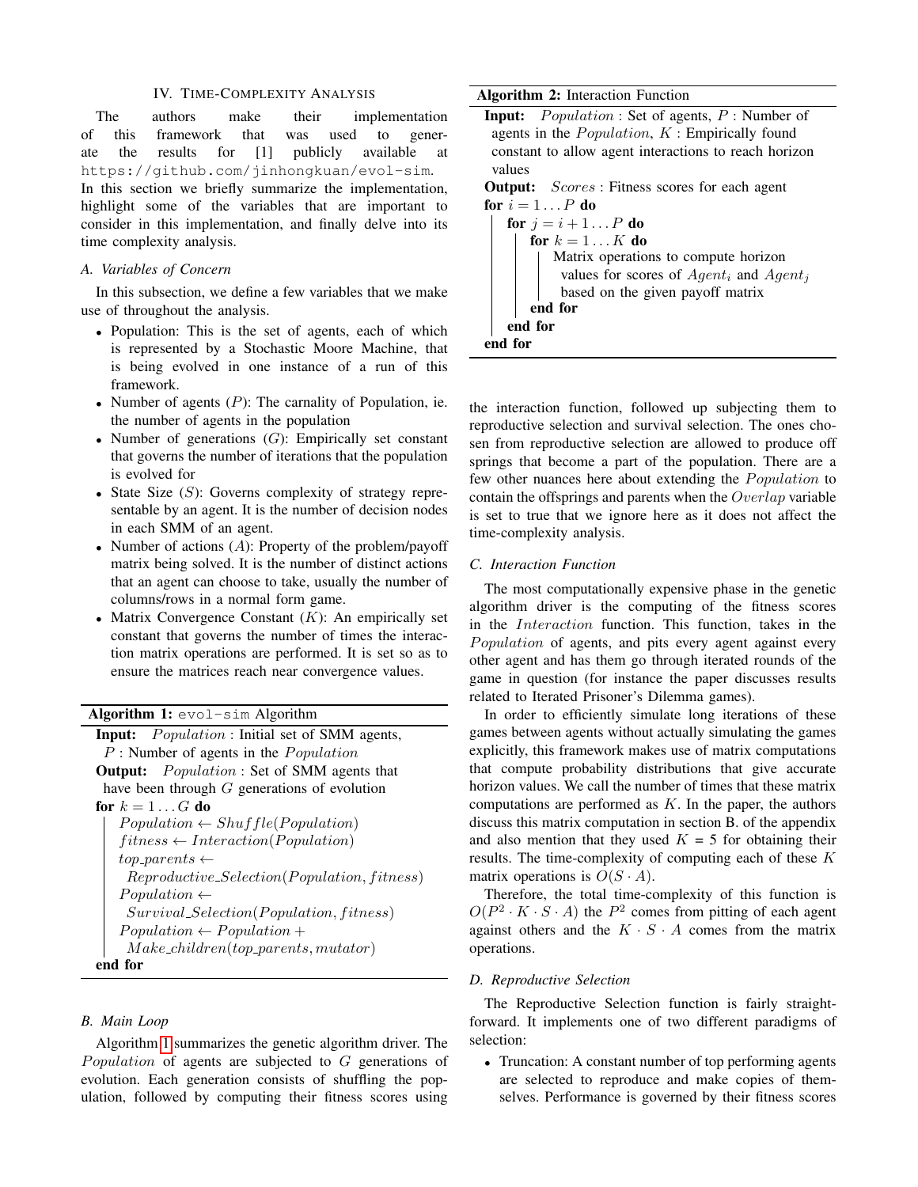## IV. Time-Complexity Analysis

The authors make their implementation of this framework that was used to generate the results for [1] publicly available at https://github.com/jinhongkuan/evol-sim. In this section we briefly summarize the implementation, highlight some of the variables that are important to consider in this implementation, and finally delve into its time complexity analysis.

### A. Variables of Concern

In this subsection, we define a few variables that we make use of throughout the analysis.

- Population: This is the set of agents, each of which is represented by a Stochastic Moore Machine, that is being evolved in one instance of a run of this framework.
- Number of agents ($P$): The carnality of Population, ie. the number of agents in the population
- Number of generations ($G$): Empirically set constant that governs the number of iterations that the population is evolved for
- State Size ($S$): Governs complexity of strategy representable by an agent. It is the number of decision nodes in each SMM of an agent.
- Number of actions ($A$): Property of the problem/payoff matrix being solved. It is the number of distinct actions that an agent can choose to take, usually the number of columns/rows in a normal form game.
- Matrix Convergence Constant ($K$): An empirically set constant that governs the number of times the interaction matrix operations are performed. It is set so as to ensure the matrices reach near convergence values.

**Algorithm 1:** evol-sim Algorithm

```
Input:  Population : Initial set of SMM agents,
        P : Number of agents in the Population
Output: Population : Set of SMM agents that
        have been through G generations of evolution
for k = 1...G do
    Population ← Shuffle(Population)
    fitness ← Interaction(Population)
    top_parents ←
        Reproductive_Selection(Population, fitness)
    Population ←
        Survival_Selection(Population, fitness)
    Population ← Population +
        Make_children(top_parents, mutator)
end for
```

### B. Main Loop

Algorithm 1 summarizes the genetic algorithm driver. The *Population* of agents are subjected to $G$ generations of evolution. Each generation consists of shuffling the population, followed by computing their fitness scores using the interaction function, followed up subjecting them to reproductive selection and survival selection. The ones chosen from reproductive selection are allowed to produce off springs that become a part of the population. There are a few other nuances here about extending the *Population* to contain the offsprings and parents when the *Overlap* variable is set to true that we ignore here as it does not affect the time-complexity analysis.

**Algorithm 2:** Interaction Function

```
Input:  Population : Set of agents, P : Number of
        agents in the Population, K : Empirically found
        constant to allow agent interactions to reach horizon
        values
Output: Scores : Fitness scores for each agent
for i = 1...P do
    for j = i + 1...P do
        for k = 1...K do
            Matrix operations to compute horizon
            values for scores of Agent_i and Agent_j
            based on the given payoff matrix
        end for
    end for
end for
```

### C. Interaction Function

The most computationally expensive phase in the genetic algorithm driver is the computing of the fitness scores in the *Interaction* function. This function, takes in the *Population* of agents, and pits every agent against every other agent and has them go through iterated rounds of the game in question (for instance the paper discusses results related to Iterated Prisoner's Dilemma games).

In order to efficiently simulate long iterations of these games between agents without actually simulating the games explicitly, this framework makes use of matrix computations that compute probability distributions that give accurate horizon values. We call the number of times that these matrix computations are performed as $K$. In the paper, the authors discuss this matrix computation in section B. of the appendix and also mention that they used $K$ = 5 for obtaining their results. The time-complexity of computing each of these $K$ matrix operations is $O(S \cdot A)$.

Therefore, the total time-complexity of this function is $O(P^2 \cdot K \cdot S \cdot A)$ the $P^2$ comes from pitting of each agent against others and the $K \cdot S \cdot A$ comes from the matrix operations.

### D. Reproductive Selection

The Reproductive Selection function is fairly straightforward. It implements one of two different paradigms of selection:

- Truncation: A constant number of top performing agents are selected to reproduce and make copies of themselves. Performance is governed by their fitness scores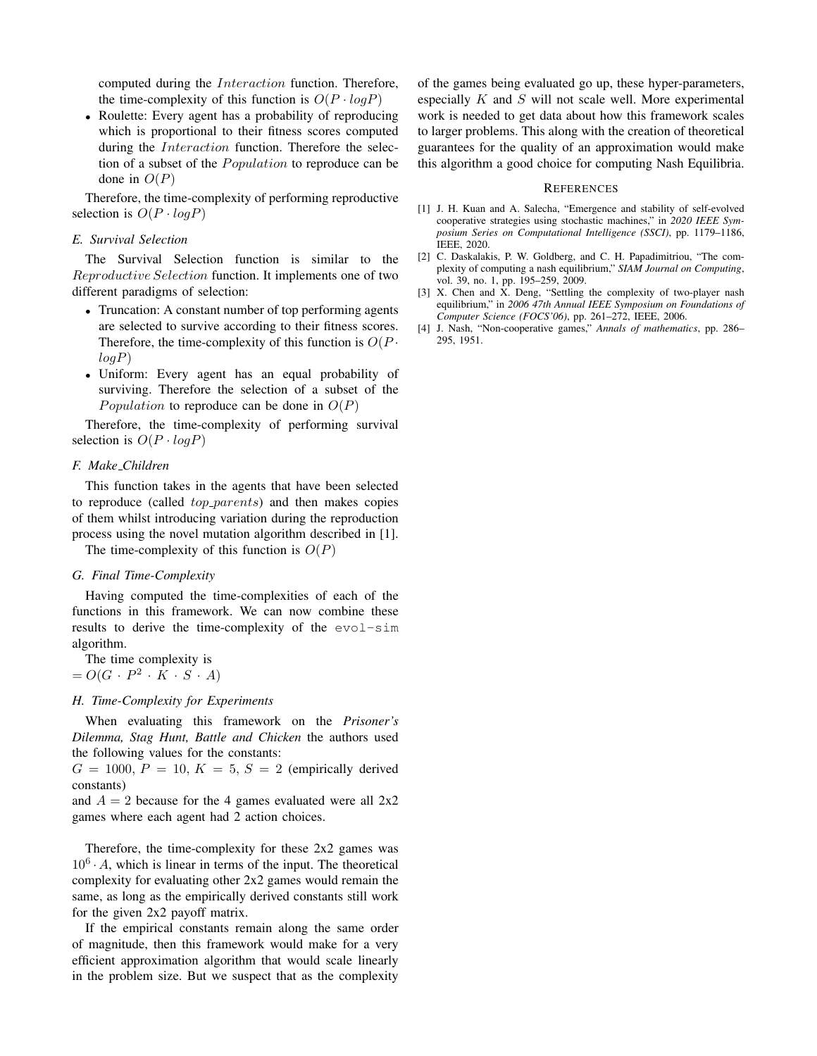computed during the *Interaction* function. Therefore, the time-complexity of this function is $O(P \cdot logP)$

- Roulette: Every agent has a probability of reproducing which is proportional to their fitness scores computed during the *Interaction* function. Therefore the selection of a subset of the *Population* to reproduce can be done in $O(P)$

Therefore, the time-complexity of performing reproductive selection is $O(P \cdot logP)$

### E. Survival Selection

The Survival Selection function is similar to the *Reproductive Selection* function. It implements one of two different paradigms of selection:

- Truncation: A constant number of top performing agents are selected to survive according to their fitness scores. Therefore, the time-complexity of this function is $O(P \cdot logP)$
- Uniform: Every agent has an equal probability of surviving. Therefore the selection of a subset of the *Population* to reproduce can be done in $O(P)$

Therefore, the time-complexity of performing survival selection is $O(P \cdot logP)$

### F. Make_Children

This function takes in the agents that have been selected to reproduce (called *top_parents*) and then makes copies of them whilst introducing variation during the reproduction process using the novel mutation algorithm described in [1].

The time-complexity of this function is $O(P)$

### G. Final Time-Complexity

Having computed the time-complexities of each of the functions in this framework. We can now combine these results to derive the time-complexity of the `evol-sim` algorithm.

The time complexity is
$= O(G \cdot P^2 \cdot K \cdot S \cdot A)$

### H. Time-Complexity for Experiments

When evaluating this framework on the ***Prisoner's Dilemma, Stag Hunt, Battle and Chicken*** the authors used the following values for the constants:
$G = 1000$, $P = 10$, $K = 5$, $S = 2$ (empirically derived constants)
and $A = 2$ because for the 4 games evaluated were all 2x2 games where each agent had 2 action choices.

Therefore, the time-complexity for these 2x2 games was $10^6 \cdot A$, which is linear in terms of the input. The theoretical complexity for evaluating other 2x2 games would remain the same, as long as the empirically derived constants still work for the given 2x2 payoff matrix.

If the empirical constants remain along the same order of magnitude, then this framework would make for a very efficient approximation algorithm that would scale linearly in the problem size. But we suspect that as the complexity of the games being evaluated go up, these hyper-parameters, especially $K$ and $S$ will not scale well. More experimental work is needed to get data about how this framework scales to larger problems. This along with the creation of theoretical guarantees for the quality of an approximation would make this algorithm a good choice for computing Nash Equilibria.

## References

[1] J. H. Kuan and A. Salecha, "Emergence and stability of self-evolved cooperative strategies using stochastic machines," in *2020 IEEE Symposium Series on Computational Intelligence (SSCI)*, pp. 1179–1186, IEEE, 2020.

[2] C. Daskalakis, P. W. Goldberg, and C. H. Papadimitriou, "The complexity of computing a nash equilibrium," *SIAM Journal on Computing*, vol. 39, no. 1, pp. 195–259, 2009.

[3] X. Chen and X. Deng, "Settling the complexity of two-player nash equilibrium," in *2006 47th Annual IEEE Symposium on Foundations of Computer Science (FOCS'06)*, pp. 261–272, IEEE, 2006.

[4] J. Nash, "Non-cooperative games," *Annals of mathematics*, pp. 286–295, 1951.